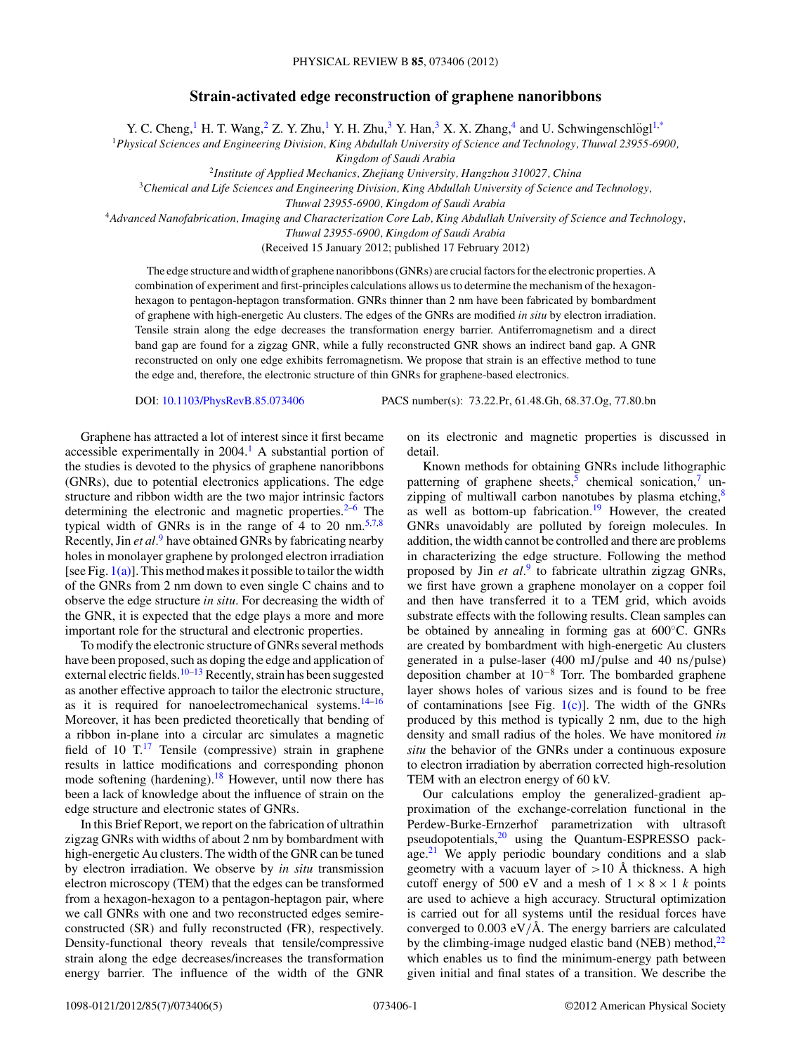# Strain-activated edge reconstruction of graphene nanoribbons

Y. C. Cheng,[1] H. T. Wang,[2] Z. Y. Zhu,[1] Y. H. Zhu,[3] Y. Han,[3] X. X. Zhang,[4] and U. Schwingenschlögl[1,*]

[1]*Physical Sciences and Engineering Division, King Abdullah University of Science and Technology, Thuwal 23955-6900, Kingdom of Saudi Arabia*

[2]*Institute of Applied Mechanics, Zhejiang University, Hangzhou 310027, China*

[3]*Chemical and Life Sciences and Engineering Division, King Abdullah University of Science and Technology, Thuwal 23955-6900, Kingdom of Saudi Arabia*

[4]*Advanced Nanofabrication, Imaging and Characterization Core Lab, King Abdullah University of Science and Technology, Thuwal 23955-6900, Kingdom of Saudi Arabia*

(Received 15 January 2012; published 17 February 2012)

The edge structure and width of graphene nanoribbons (GNRs) are crucial factors for the electronic properties. A combination of experiment and first-principles calculations allows us to determine the mechanism of the hexagon-hexagon to pentagon-heptagon transformation. GNRs thinner than 2 nm have been fabricated by bombardment of graphene with high-energetic Au clusters. The edges of the GNRs are modified *in situ* by electron irradiation. Tensile strain along the edge decreases the transformation energy barrier. Antiferromagnetism and a direct band gap are found for a zigzag GNR, while a fully reconstructed GNR shows an indirect band gap. A GNR reconstructed on only one edge exhibits ferromagnetism. We propose that strain is an effective method to tune the edge and, therefore, the electronic structure of thin GNRs for graphene-based electronics.

DOI: 10.1103/PhysRevB.85.073406 PACS number(s): 73.22.Pr, 61.48.Gh, 68.37.Og, 77.80.bn

Graphene has attracted a lot of interest since it first became accessible experimentally in 2004.[1] A substantial portion of the studies is devoted to the physics of graphene nanoribbons (GNRs), due to potential electronics applications. The edge structure and ribbon width are the two major intrinsic factors determining the electronic and magnetic properties.[2–6] The typical width of GNRs is in the range of 4 to 20 nm.[5,7,8] Recently, Jin *et al.*[9] have obtained GNRs by fabricating nearby holes in monolayer graphene by prolonged electron irradiation [see Fig. 1(a)]. This method makes it possible to tailor the width of the GNRs from 2 nm down to even single C chains and to observe the edge structure *in situ*. For decreasing the width of the GNR, it is expected that the edge plays a more and more important role for the structural and electronic properties.

To modify the electronic structure of GNRs several methods have been proposed, such as doping the edge and application of external electric fields.[10–13] Recently, strain has been suggested as another effective approach to tailor the electronic structure, as it is required for nanoelectromechanical systems.[14–16] Moreover, it has been predicted theoretically that bending of a ribbon in-plane into a circular arc simulates a magnetic field of 10 T.[17] Tensile (compressive) strain in graphene results in lattice modifications and corresponding phonon mode softening (hardening).[18] However, until now there has been a lack of knowledge about the influence of strain on the edge structure and electronic states of GNRs.

In this Brief Report, we report on the fabrication of ultrathin zigzag GNRs with widths of about 2 nm by bombardment with high-energetic Au clusters. The width of the GNR can be tuned by electron irradiation. We observe by *in situ* transmission electron microscopy (TEM) that the edges can be transformed from a hexagon-hexagon to a pentagon-heptagon pair, where we call GNRs with one and two reconstructed edges semireconstructed (SR) and fully reconstructed (FR), respectively. Density-functional theory reveals that tensile/compressive strain along the edge decreases/increases the transformation energy barrier. The influence of the width of the GNR on its electronic and magnetic properties is discussed in detail.

Known methods for obtaining GNRs include lithographic patterning of graphene sheets,[5] chemical sonication,[7] unzipping of multiwall carbon nanotubes by plasma etching,[8] as well as bottom-up fabrication.[19] However, the created GNRs unavoidably are polluted by foreign molecules. In addition, the width cannot be controlled and there are problems in characterizing the edge structure. Following the method proposed by Jin *et al.*[9] to fabricate ultrathin zigzag GNRs, we first have grown a graphene monolayer on a copper foil and then have transferred it to a TEM grid, which avoids substrate effects with the following results. Clean samples can be obtained by annealing in forming gas at 600°C. GNRs are created by bombardment with high-energetic Au clusters generated in a pulse-laser (400 mJ/pulse and 40 ns/pulse) deposition chamber at $10^{-8}$ Torr. The bombarded graphene layer shows holes of various sizes and is found to be free of contaminations [see Fig. 1(c)]. The width of the GNRs produced by this method is typically 2 nm, due to the high density and small radius of the holes. We have monitored *in situ* the behavior of the GNRs under a continuous exposure to electron irradiation by aberration corrected high-resolution TEM with an electron energy of 60 kV.

Our calculations employ the generalized-gradient approximation of the exchange-correlation functional in the Perdew-Burke-Ernzerhof parametrization with ultrasoft pseudopotentials,[20] using the Quantum-ESPRESSO package.[21] We apply periodic boundary conditions and a slab geometry with a vacuum layer of >10 Å thickness. A high cutoff energy of 500 eV and a mesh of $1 \times 8 \times 1$ $k$ points are used to achieve a high accuracy. Structural optimization is carried out for all systems until the residual forces have converged to 0.003 eV/Å. The energy barriers are calculated by the climbing-image nudged elastic band (NEB) method,[22] which enables us to find the minimum-energy path between given initial and final states of a transition. We describe the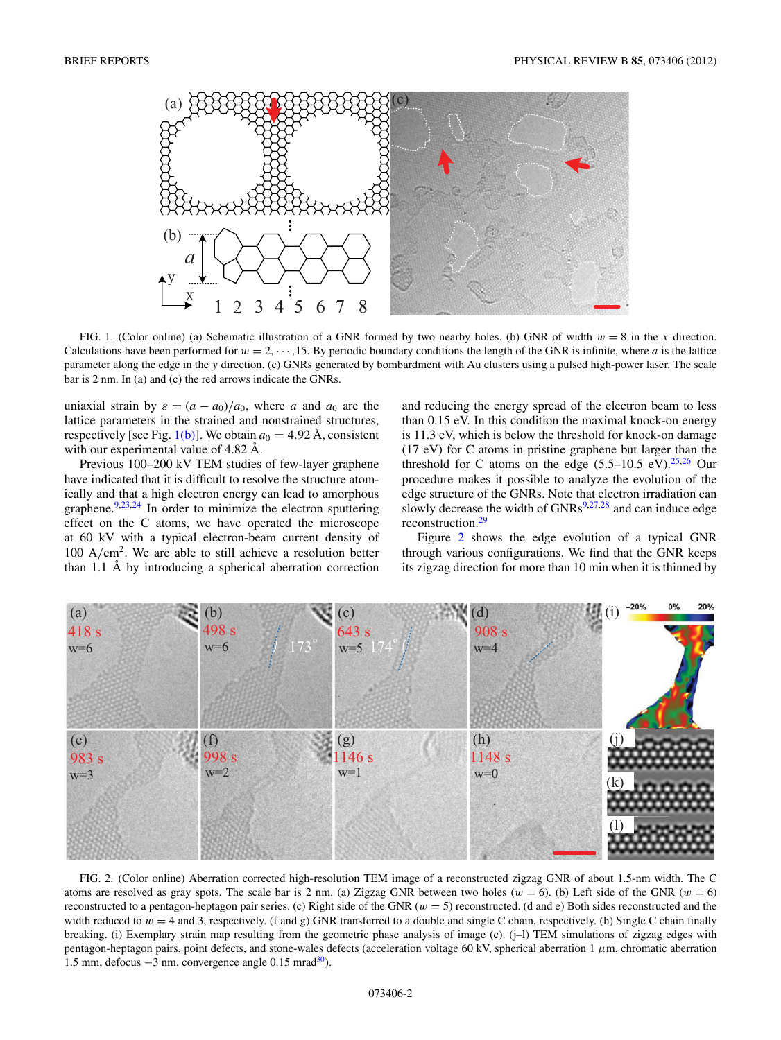FIG. 1. (Color online) (a) Schematic illustration of a GNR formed by two nearby holes. (b) GNR of width $w = 8$ in the $x$ direction. Calculations have been performed for $w = 2, \cdots, 15$. By periodic boundary conditions the length of the GNR is infinite, where $a$ is the lattice parameter along the edge in the $y$ direction. (c) GNRs generated by bombardment with Au clusters using a pulsed high-power laser. The scale bar is 2 nm. In (a) and (c) the red arrows indicate the GNRs.

uniaxial strain by $\varepsilon = (a - a_0)/a_0$, where $a$ and $a_0$ are the lattice parameters in the strained and nonstrained structures, respectively [see Fig. 1(b)]. We obtain $a_0 = 4.92$ Å, consistent with our experimental value of 4.82 Å.

Previous 100–200 kV TEM studies of few-layer graphene have indicated that it is difficult to resolve the structure atomically and that a high electron energy can lead to amorphous graphene.[9,23,24] In order to minimize the electron sputtering effect on the C atoms, we have operated the microscope at 60 kV with a typical electron-beam current density of 100 A/cm$^2$. We are able to still achieve a resolution better than 1.1 Å by introducing a spherical aberration correction and reducing the energy spread of the electron beam to less than 0.15 eV. In this condition the maximal knock-on energy is 11.3 eV, which is below the threshold for knock-on damage (17 eV) for C atoms in pristine graphene but larger than the threshold for C atoms on the edge (5.5–10.5 eV).[25,26] Our procedure makes it possible to analyze the evolution of the edge structure of the GNRs. Note that electron irradiation can slowly decrease the width of GNRs[9,27,28] and can induce edge reconstruction.[29]

Figure 2 shows the edge evolution of a typical GNR through various configurations. We find that the GNR keeps its zigzag direction for more than 10 min when it is thinned by

FIG. 2. (Color online) Aberration corrected high-resolution TEM image of a reconstructed zigzag GNR of about 1.5-nm width. The C atoms are resolved as gray spots. The scale bar is 2 nm. (a) Zigzag GNR between two holes ($w = 6$). (b) Left side of the GNR ($w = 6$) reconstructed to a pentagon-heptagon pair series. (c) Right side of the GNR ($w = 5$) reconstructed. (d and e) Both sides reconstructed and the width reduced to $w = 4$ and 3, respectively. (f and g) GNR transferred to a double and single C chain, respectively. (h) Single C chain finally breaking. (i) Exemplary strain map resulting from the geometric phase analysis of image (c). (j–l) TEM simulations of zigzag edges with pentagon-heptagon pairs, point defects, and stone-wales defects (acceleration voltage 60 kV, spherical aberration 1 $\mu$m, chromatic aberration 1.5 mm, defocus $-3$ nm, convergence angle 0.15 mrad[30]).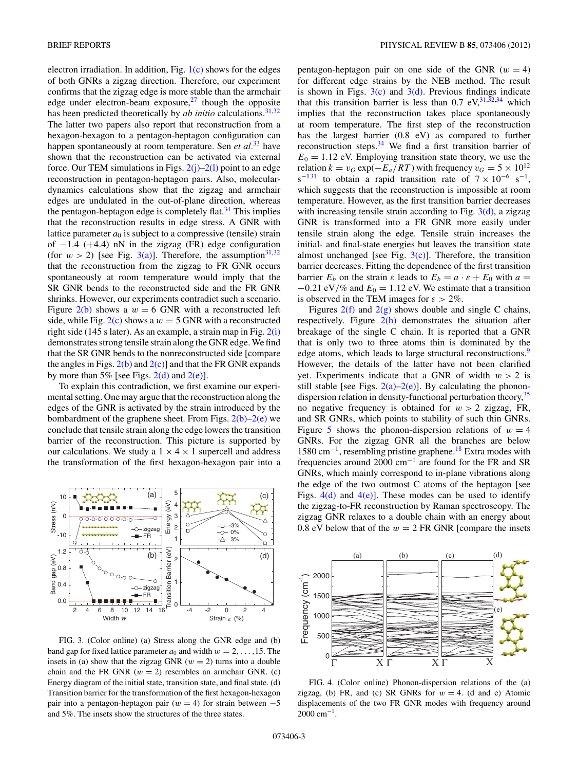electron irradiation. In addition, Fig. 1(c) shows for the edges of both GNRs a zigzag direction. Therefore, our experiment confirms that the zigzag edge is more stable than the armchair edge under electron-beam exposure,[27] though the opposite has been predicted theoretically by *ab initio* calculations.[31,32] The latter two papers also report that reconstruction from a hexagon-hexagon to a pentagon-heptagon configuration can happen spontaneously at room temperature. Sen *et al.*[33] have shown that the reconstruction can be activated via external force. Our TEM simulations in Figs. 2(j)–2(l) point to an edge reconstruction in pentagon-heptagon pairs. Also, molecular-dynamics calculations show that the zigzag and armchair edges are undulated in the out-of-plane direction, whereas the pentagon-heptagon edge is completely flat.[34] This implies that the reconstruction results in edge stress. A GNR with lattice parameter $a_0$ is subject to a compressive (tensile) strain of −1.4 (+4.4) nN in the zigzag (FR) edge configuration (for $w > 2$) [see Fig. 3(a)]. Therefore, the assumption[31,32] that the reconstruction from the zigzag to FR GNR occurs spontaneously at room temperature would imply that the SR GNR bends to the reconstructed side and the FR GNR shrinks. However, our experiments contradict such a scenario. Figure 2(b) shows a $w = 6$ GNR with a reconstructed left side, while Fig. 2(c) shows a $w = 5$ GNR with a reconstructed right side (145 s later). As an example, a strain map in Fig. 2(i) demonstrates strong tensile strain along the GNR edge. We find that the SR GNR bends to the nonreconstructed side [compare the angles in Figs. 2(b) and 2(c)] and that the FR GNR expands by more than 5% [see Figs. 2(d) and 2(e)].

To explain this contradiction, we first examine our experimental setting. One may argue that the reconstruction along the edges of the GNR is activated by the strain introduced by the bombardment of the graphene sheet. From Figs. 2(b)–2(e) we conclude that tensile strain along the edge lowers the transition barrier of the reconstruction. This picture is supported by our calculations. We study a 1 × 4 × 1 supercell and address the transformation of the first hexagon-hexagon pair into a pentagon-heptagon pair on one side of the GNR ($w = 4$) for different edge strains by the NEB method. The result is shown in Figs. 3(c) and 3(d). Previous findings indicate that this transition barrier is less than 0.7 eV,[31,32,34] which implies that the reconstruction takes place spontaneously at room temperature. The first step of the reconstruction has the largest barrier (0.8 eV) as compared to further reconstruction steps.[34] We find a first transition barrier of $E_0 = 1.12$ eV. Employing transition state theory, we use the relation $k = v_G \exp(-E_a/RT)$ with frequency $v_G = 5 \times 10^{12}$ $s^{-1}$[31] to obtain a rapid transition rate of $7 \times 10^{-6}$ $s^{-1}$, which suggests that the reconstruction is impossible at room temperature. However, as the first transition barrier decreases with increasing tensile strain according to Fig. 3(d), a zigzag GNR is transformed into a FR GNR more easily under tensile strain along the edge. Tensile strain increases the initial- and final-state energies but leaves the transition state almost unchanged [see Fig. 3(c)]. Therefore, the transition barrier decreases. Fitting the dependence of the first transition barrier $E_b$ on the strain $\varepsilon$ leads to $E_b = a \cdot \varepsilon + E_0$ with $a = -0.21$ eV/% and $E_0 = 1.12$ eV. We estimate that a transition is observed in the TEM images for $\varepsilon > 2\%$.

Figures 2(f) and 2(g) shows double and single C chains, respectively. Figure 2(h) demonstrates the situation after breakage of the single C chain. It is reported that a GNR that is only two to three atoms thin is dominated by the edge atoms, which leads to large structural reconstructions.[9] However, the details of the latter have not been clarified yet. Experiments indicate that a GNR of width $w > 2$ is still stable [see Figs. 2(a)–2(e)]. By calculating the phonon-dispersion relation in density-functional perturbation theory,[35] no negative frequency is obtained for $w > 2$ zigzag, FR, and SR GNRs, which points to stability of such thin GNRs. Figure 5 shows the phonon-dispersion relations of $w = 4$ GNRs. For the zigzag GNR all the branches are below 1580 $cm^{-1}$, resembling pristine graphene.[18] Extra modes with frequencies around 2000 $cm^{-1}$ are found for the FR and SR GNRs, which mainly correspond to in-plane vibrations along the edge of the two outmost C atoms of the heptagon [see Figs. 4(d) and 4(e)]. These modes can be used to identify the zigzag-to-FR reconstruction by Raman spectroscopy. The zigzag GNR relaxes to a double chain with an energy about 0.8 eV below that of the $w = 2$ FR GNR [compare the insets

FIG. 3. (Color online) (a) Stress along the GNR edge and (b) band gap for fixed lattice parameter $a_0$ and width $w = 2, \ldots, 15$. The insets in (a) show that the zigzag GNR ($w = 2$) turns into a double chain and the FR GNR ($w = 2$) resembles an armchair GNR. (c) Energy diagram of the initial state, transition state, and final state. (d) Transition barrier for the transformation of the first hexagon-hexagon pair into a pentagon-heptagon pair ($w = 4$) for strain between −5 and 5%. The insets show the structures of the three states.

FIG. 4. (Color online) Phonon-dispersion relations of the (a) zigzag, (b) FR, and (c) SR GNRs for $w = 4$. (d and e) Atomic displacements of the two FR GNR modes with frequency around 2000 $cm^{-1}$.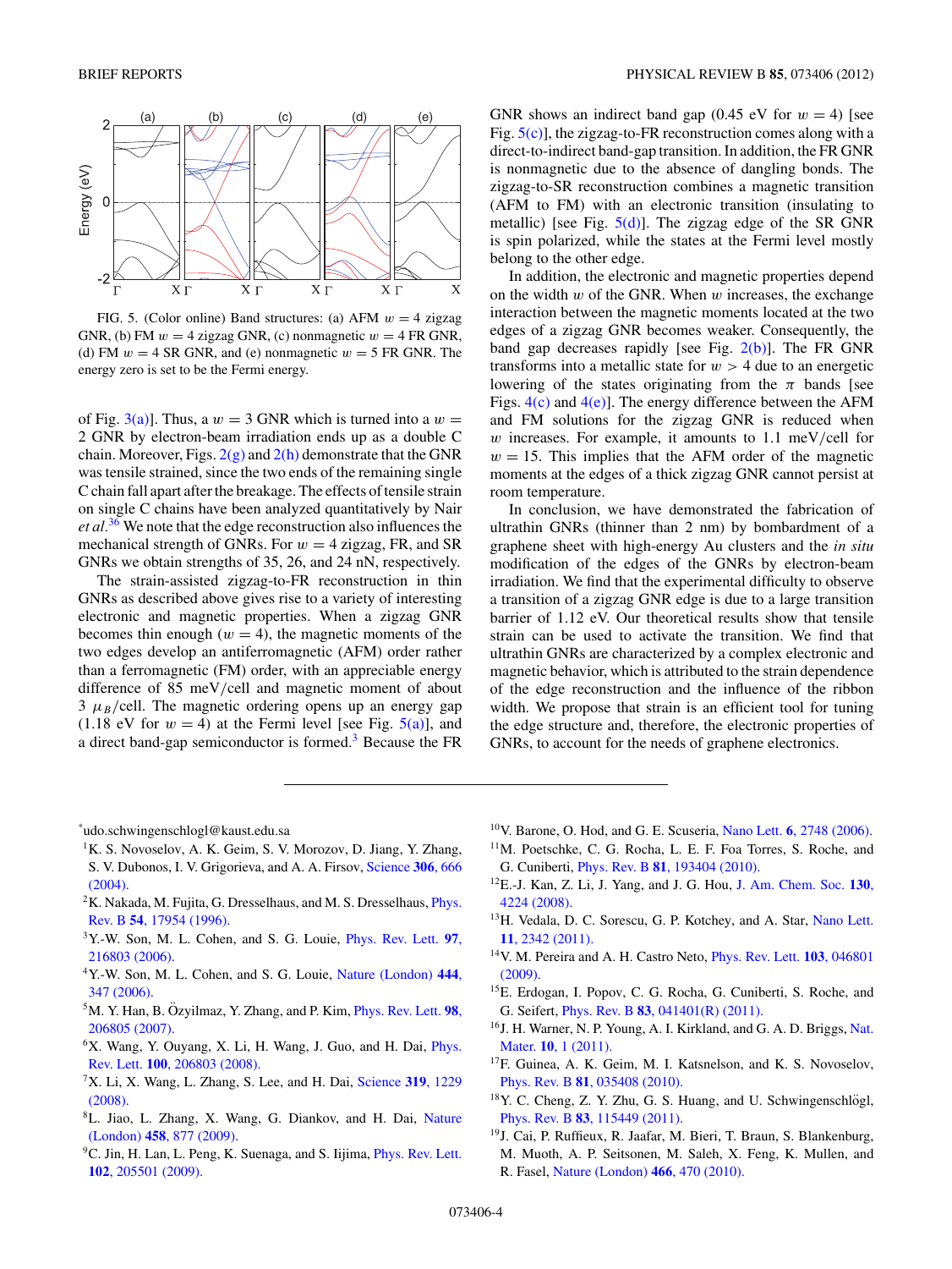FIG. 5. (Color online) Band structures: (a) AFM $w = 4$ zigzag GNR, (b) FM $w = 4$ zigzag GNR, (c) nonmagnetic $w = 4$ FR GNR, (d) FM $w = 4$ SR GNR, and (e) nonmagnetic $w = 5$ FR GNR. The energy zero is set to be the Fermi energy.

of Fig. 3(a)]. Thus, a $w = 3$ GNR which is turned into a $w = 2$ GNR by electron-beam irradiation ends up as a double C chain. Moreover, Figs. 2(g) and 2(h) demonstrate that the GNR was tensile strained, since the two ends of the remaining single C chain fall apart after the breakage. The effects of tensile strain on single C chains have been analyzed quantitatively by Nair *et al.*[36] We note that the edge reconstruction also influences the mechanical strength of GNRs. For $w = 4$ zigzag, FR, and SR GNRs we obtain strengths of 35, 26, and 24 nN, respectively.

The strain-assisted zigzag-to-FR reconstruction in thin GNRs as described above gives rise to a variety of interesting electronic and magnetic properties. When a zigzag GNR becomes thin enough ($w = 4$), the magnetic moments of the two edges develop an antiferromagnetic (AFM) order rather than a ferromagnetic (FM) order, with an appreciable energy difference of 85 meV/cell and magnetic moment of about 3 $\mu_B$/cell. The magnetic ordering opens up an energy gap (1.18 eV for $w = 4$) at the Fermi level [see Fig. 5(a)], and a direct band-gap semiconductor is formed.[3] Because the FR GNR shows an indirect band gap (0.45 eV for $w = 4$) [see Fig. 5(c)], the zigzag-to-FR reconstruction comes along with a direct-to-indirect band-gap transition. In addition, the FR GNR is nonmagnetic due to the absence of dangling bonds. The zigzag-to-SR reconstruction combines a magnetic transition (AFM to FM) with an electronic transition (insulating to metallic) [see Fig. 5(d)]. The zigzag edge of the SR GNR is spin polarized, while the states at the Fermi level mostly belong to the other edge.

In addition, the electronic and magnetic properties depend on the width $w$ of the GNR. When $w$ increases, the exchange interaction between the magnetic moments located at the two edges of a zigzag GNR becomes weaker. Consequently, the band gap decreases rapidly [see Fig. 2(b)]. The FR GNR transforms into a metallic state for $w > 4$ due to an energetic lowering of the states originating from the $\pi$ bands [see Figs. 4(c) and 4(e)]. The energy difference between the AFM and FM solutions for the zigzag GNR is reduced when $w$ increases. For example, it amounts to 1.1 meV/cell for $w = 15$. This implies that the AFM order of the magnetic moments at the edges of a thick zigzag GNR cannot persist at room temperature.

In conclusion, we have demonstrated the fabrication of ultrathin GNRs (thinner than 2 nm) by bombardment of a graphene sheet with high-energy Au clusters and the *in situ* modification of the edges of the GNRs by electron-beam irradiation. We find that the experimental difficulty to observe a transition of a zigzag GNR edge is due to a large transition barrier of 1.12 eV. Our theoretical results show that tensile strain can be used to activate the transition. We find that ultrathin GNRs are characterized by a complex electronic and magnetic behavior, which is attributed to the strain dependence of the edge reconstruction and the influence of the ribbon width. We propose that strain is an efficient tool for tuning the edge structure and, therefore, the electronic properties of GNRs, to account for the needs of graphene electronics.

---

[*] udo.schwingenschlogl@kaust.edu.sa

[1] K. S. Novoselov, A. K. Geim, S. V. Morozov, D. Jiang, Y. Zhang, S. V. Dubonos, I. V. Grigorieva, and A. A. Firsov, Science **306**, 666 (2004).

[2] K. Nakada, M. Fujita, G. Dresselhaus, and M. S. Dresselhaus, Phys. Rev. B **54**, 17954 (1996).

[3] Y.-W. Son, M. L. Cohen, and S. G. Louie, Phys. Rev. Lett. **97**, 216803 (2006).

[4] Y.-W. Son, M. L. Cohen, and S. G. Louie, Nature (London) **444**, 347 (2006).

[5] M. Y. Han, B. Özyilmaz, Y. Zhang, and P. Kim, Phys. Rev. Lett. **98**, 206805 (2007).

[6] X. Wang, Y. Ouyang, X. Li, H. Wang, J. Guo, and H. Dai, Phys. Rev. Lett. **100**, 206803 (2008).

[7] X. Li, X. Wang, L. Zhang, S. Lee, and H. Dai, Science **319**, 1229 (2008).

[8] L. Jiao, L. Zhang, X. Wang, G. Diankov, and H. Dai, Nature (London) **458**, 877 (2009).

[9] C. Jin, H. Lan, L. Peng, K. Suenaga, and S. Iijima, Phys. Rev. Lett. **102**, 205501 (2009).

[10] V. Barone, O. Hod, and G. E. Scuseria, Nano Lett. **6**, 2748 (2006).

[11] M. Poetschke, C. G. Rocha, L. E. F. Foa Torres, S. Roche, and G. Cuniberti, Phys. Rev. B **81**, 193404 (2010).

[12] E.-J. Kan, Z. Li, J. Yang, and J. G. Hou, J. Am. Chem. Soc. **130**, 4224 (2008).

[13] H. Vedala, D. C. Sorescu, G. P. Kotchey, and A. Star, Nano Lett. **11**, 2342 (2011).

[14] V. M. Pereira and A. H. Castro Neto, Phys. Rev. Lett. **103**, 046801 (2009).

[15] E. Erdogan, I. Popov, C. G. Rocha, G. Cuniberti, S. Roche, and G. Seifert, Phys. Rev. B **83**, 041401(R) (2011).

[16] J. H. Warner, N. P. Young, A. I. Kirkland, and G. A. D. Briggs, Nat. Mater. **10**, 1 (2011).

[17] F. Guinea, A. K. Geim, M. I. Katsnelson, and K. S. Novoselov, Phys. Rev. B **81**, 035408 (2010).

[18] Y. C. Cheng, Z. Y. Zhu, G. S. Huang, and U. Schwingenschlögl, Phys. Rev. B **83**, 115449 (2011).

[19] J. Cai, P. Ruffieux, R. Jaafar, M. Bieri, T. Braun, S. Blankenburg, M. Muoth, A. P. Seitsonen, M. Saleh, X. Feng, K. Mullen, and R. Fasel, Nature (London) **466**, 470 (2010).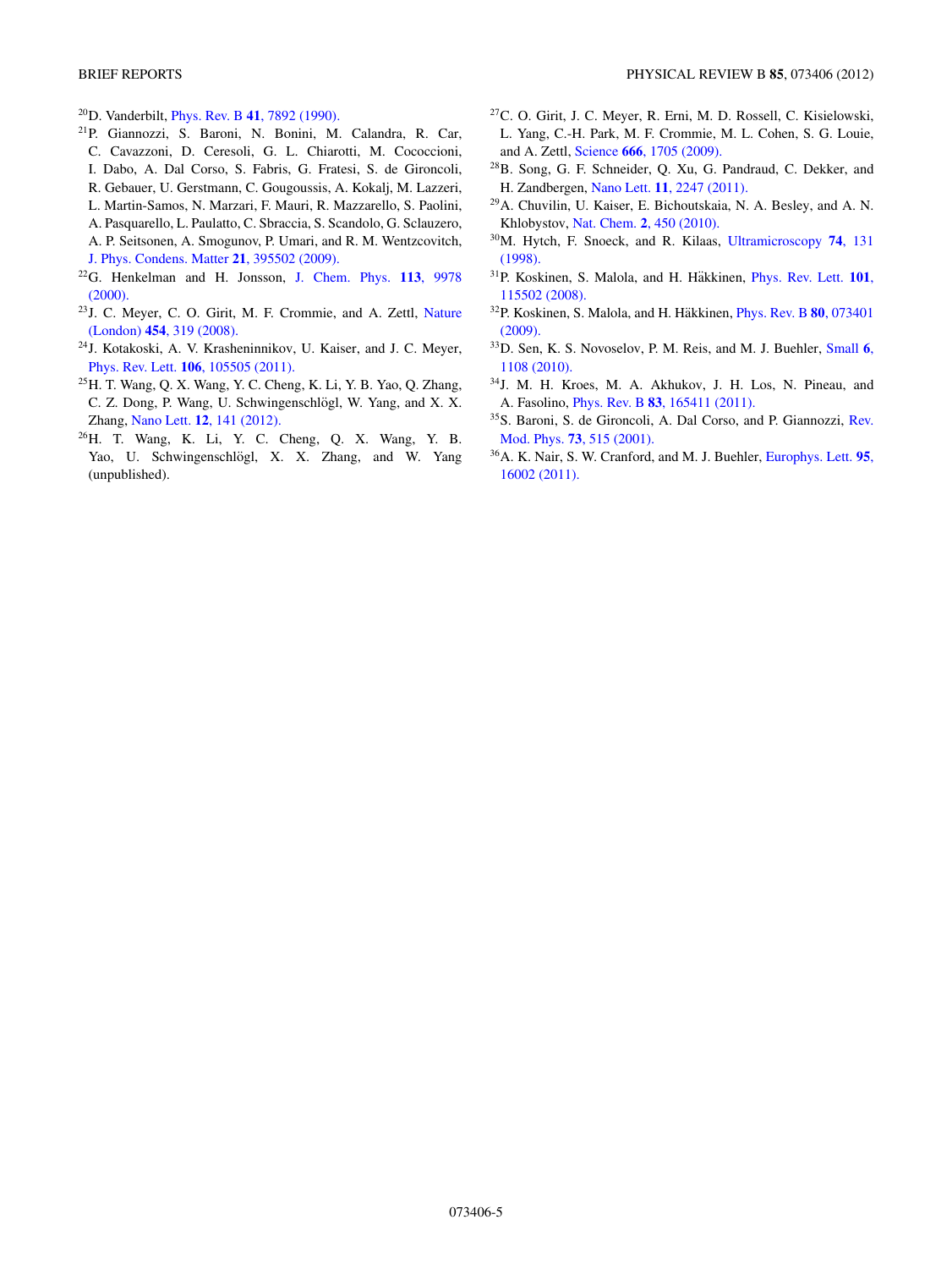[20]D. Vanderbilt, Phys. Rev. B **41**, 7892 (1990).

[21]P. Giannozzi, S. Baroni, N. Bonini, M. Calandra, R. Car, C. Cavazzoni, D. Ceresoli, G. L. Chiarotti, M. Cococcioni, I. Dabo, A. Dal Corso, S. Fabris, G. Fratesi, S. de Gironcoli, R. Gebauer, U. Gerstmann, C. Gougoussis, A. Kokalj, M. Lazzeri, L. Martin-Samos, N. Marzari, F. Mauri, R. Mazzarello, S. Paolini, A. Pasquarello, L. Paulatto, C. Sbraccia, S. Scandolo, G. Sclauzero, A. P. Seitsonen, A. Smogunov, P. Umari, and R. M. Wentzcovitch, J. Phys. Condens. Matter **21**, 395502 (2009).

[22]G. Henkelman and H. Jonsson, J. Chem. Phys. **113**, 9978 (2000).

[23]J. C. Meyer, C. O. Girit, M. F. Crommie, and A. Zettl, Nature (London) **454**, 319 (2008).

[24]J. Kotakoski, A. V. Krasheninnikov, U. Kaiser, and J. C. Meyer, Phys. Rev. Lett. **106**, 105505 (2011).

[25]H. T. Wang, Q. X. Wang, Y. C. Cheng, K. Li, Y. B. Yao, Q. Zhang, C. Z. Dong, P. Wang, U. Schwingenschlögl, W. Yang, and X. X. Zhang, Nano Lett. **12**, 141 (2012).

[26]H. T. Wang, K. Li, Y. C. Cheng, Q. X. Wang, Y. B. Yao, U. Schwingenschlögl, X. X. Zhang, and W. Yang (unpublished).

[27]C. O. Girit, J. C. Meyer, R. Erni, M. D. Rossell, C. Kisielowski, L. Yang, C.-H. Park, M. F. Crommie, M. L. Cohen, S. G. Louie, and A. Zettl, Science **666**, 1705 (2009).

[28]B. Song, G. F. Schneider, Q. Xu, G. Pandraud, C. Dekker, and H. Zandbergen, Nano Lett. **11**, 2247 (2011).

[29]A. Chuvilin, U. Kaiser, E. Bichoutskaia, N. A. Besley, and A. N. Khlobystov, Nat. Chem. **2**, 450 (2010).

[30]M. Hytch, F. Snoeck, and R. Kilaas, Ultramicroscopy **74**, 131 (1998).

[31]P. Koskinen, S. Malola, and H. Häkkinen, Phys. Rev. Lett. **101**, 115502 (2008).

[32]P. Koskinen, S. Malola, and H. Häkkinen, Phys. Rev. B **80**, 073401 (2009).

[33]D. Sen, K. S. Novoselov, P. M. Reis, and M. J. Buehler, Small **6**, 1108 (2010).

[34]J. M. H. Kroes, M. A. Akhukov, J. H. Los, N. Pineau, and A. Fasolino, Phys. Rev. B **83**, 165411 (2011).

[35]S. Baroni, S. de Gironcoli, A. Dal Corso, and P. Giannozzi, Rev. Mod. Phys. **73**, 515 (2001).

[36]A. K. Nair, S. W. Cranford, and M. J. Buehler, Europhys. Lett. **95**, 16002 (2011).